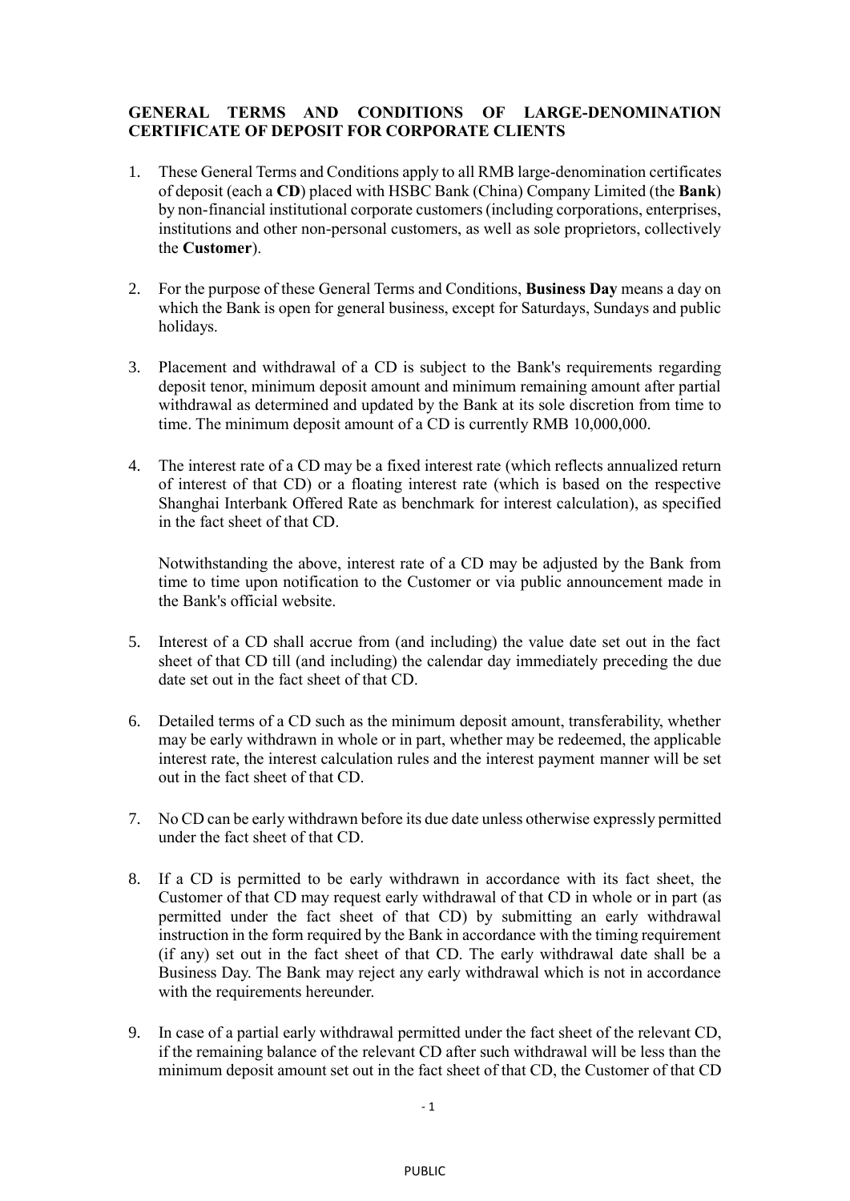**GENERAL TERMS AND CONDITIONS OF LARGE-DENOMINATION CERTIFICATE OF DEPOSIT FOR CORPORATE CLIENTS**

1. These General Terms and Conditions apply to all RMB large-denomination certificates of deposit (each a **CD**) placed with HSBC Bank (China) Company Limited (the **Bank**) by non-financial institutional corporate customers (including corporations, enterprises, institutions and other non-personal customers, as well as sole proprietors, collectively the **Customer**).

2. For the purpose of these General Terms and Conditions, **Business Day** means a day on which the Bank is open for general business, except for Saturdays, Sundays and public holidays.

3. Placement and withdrawal of a CD is subject to the Bank's requirements regarding deposit tenor, minimum deposit amount and minimum remaining amount after partial withdrawal as determined and updated by the Bank at its sole discretion from time to time. The minimum deposit amount of a CD is currently RMB 10,000,000.

4. The interest rate of a CD may be a fixed interest rate (which reflects annualized return of interest of that CD) or a floating interest rate (which is based on the respective Shanghai Interbank Offered Rate as benchmark for interest calculation), as specified in the fact sheet of that CD.

   Notwithstanding the above, interest rate of a CD may be adjusted by the Bank from time to time upon notification to the Customer or via public announcement made in the Bank's official website.

5. Interest of a CD shall accrue from (and including) the value date set out in the fact sheet of that CD till (and including) the calendar day immediately preceding the due date set out in the fact sheet of that CD.

6. Detailed terms of a CD such as the minimum deposit amount, transferability, whether may be early withdrawn in whole or in part, whether may be redeemed, the applicable interest rate, the interest calculation rules and the interest payment manner will be set out in the fact sheet of that CD.

7. No CD can be early withdrawn before its due date unless otherwise expressly permitted under the fact sheet of that CD.

8. If a CD is permitted to be early withdrawn in accordance with its fact sheet, the Customer of that CD may request early withdrawal of that CD in whole or in part (as permitted under the fact sheet of that CD) by submitting an early withdrawal instruction in the form required by the Bank in accordance with the timing requirement (if any) set out in the fact sheet of that CD. The early withdrawal date shall be a Business Day. The Bank may reject any early withdrawal which is not in accordance with the requirements hereunder.

9. In case of a partial early withdrawal permitted under the fact sheet of the relevant CD, if the remaining balance of the relevant CD after such withdrawal will be less than the minimum deposit amount set out in the fact sheet of that CD, the Customer of that CD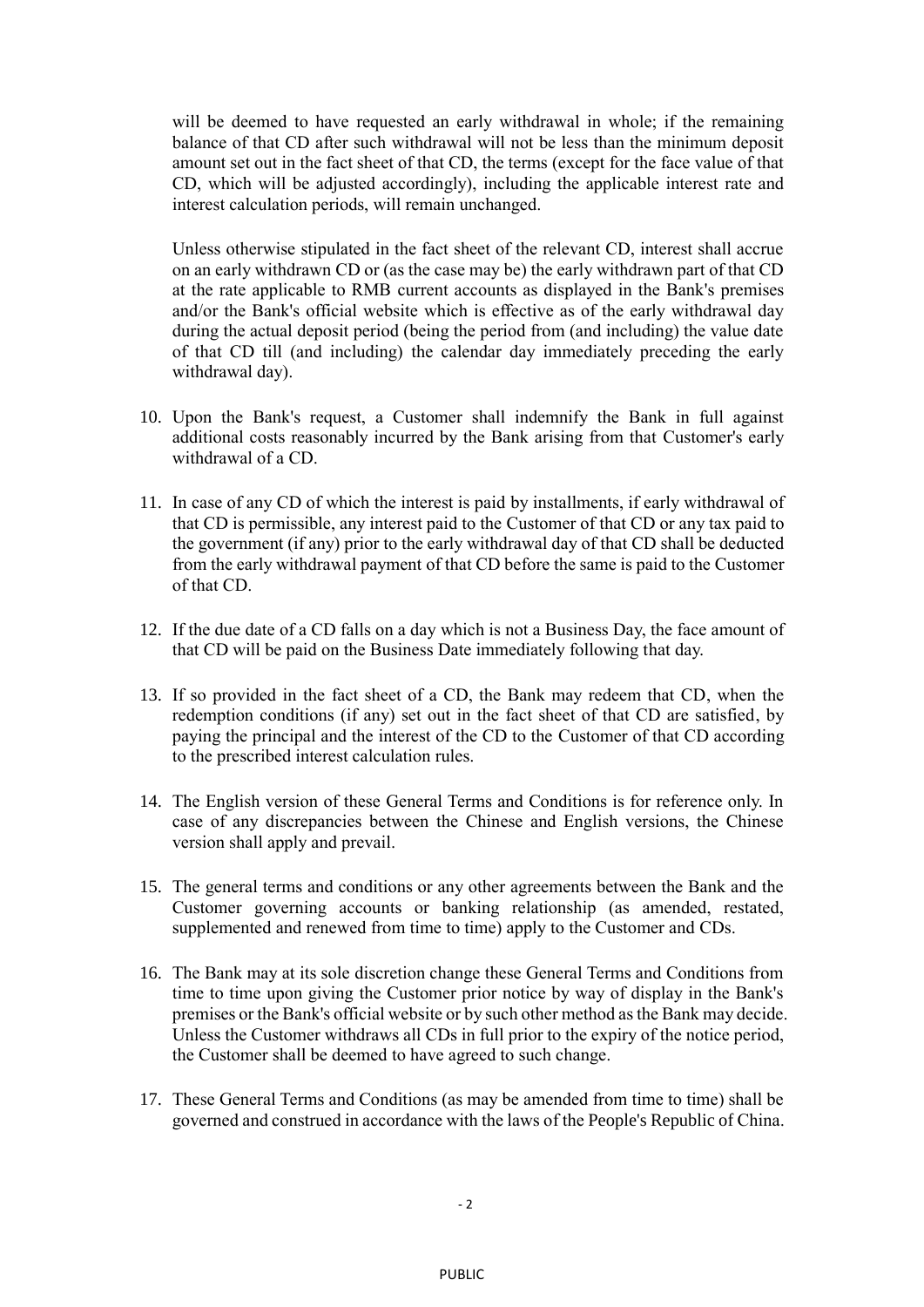will be deemed to have requested an early withdrawal in whole; if the remaining balance of that CD after such withdrawal will not be less than the minimum deposit amount set out in the fact sheet of that CD, the terms (except for the face value of that CD, which will be adjusted accordingly), including the applicable interest rate and interest calculation periods, will remain unchanged.

Unless otherwise stipulated in the fact sheet of the relevant CD, interest shall accrue on an early withdrawn CD or (as the case may be) the early withdrawn part of that CD at the rate applicable to RMB current accounts as displayed in the Bank's premises and/or the Bank's official website which is effective as of the early withdrawal day during the actual deposit period (being the period from (and including) the value date of that CD till (and including) the calendar day immediately preceding the early withdrawal day).

10. Upon the Bank's request, a Customer shall indemnify the Bank in full against additional costs reasonably incurred by the Bank arising from that Customer's early withdrawal of a CD.

11. In case of any CD of which the interest is paid by installments, if early withdrawal of that CD is permissible, any interest paid to the Customer of that CD or any tax paid to the government (if any) prior to the early withdrawal day of that CD shall be deducted from the early withdrawal payment of that CD before the same is paid to the Customer of that CD.

12. If the due date of a CD falls on a day which is not a Business Day, the face amount of that CD will be paid on the Business Date immediately following that day.

13. If so provided in the fact sheet of a CD, the Bank may redeem that CD, when the redemption conditions (if any) set out in the fact sheet of that CD are satisfied, by paying the principal and the interest of the CD to the Customer of that CD according to the prescribed interest calculation rules.

14. The English version of these General Terms and Conditions is for reference only. In case of any discrepancies between the Chinese and English versions, the Chinese version shall apply and prevail.

15. The general terms and conditions or any other agreements between the Bank and the Customer governing accounts or banking relationship (as amended, restated, supplemented and renewed from time to time) apply to the Customer and CDs.

16. The Bank may at its sole discretion change these General Terms and Conditions from time to time upon giving the Customer prior notice by way of display in the Bank's premises or the Bank's official website or by such other method as the Bank may decide. Unless the Customer withdraws all CDs in full prior to the expiry of the notice period, the Customer shall be deemed to have agreed to such change.

17. These General Terms and Conditions (as may be amended from time to time) shall be governed and construed in accordance with the laws of the People's Republic of China.

PUBLIC